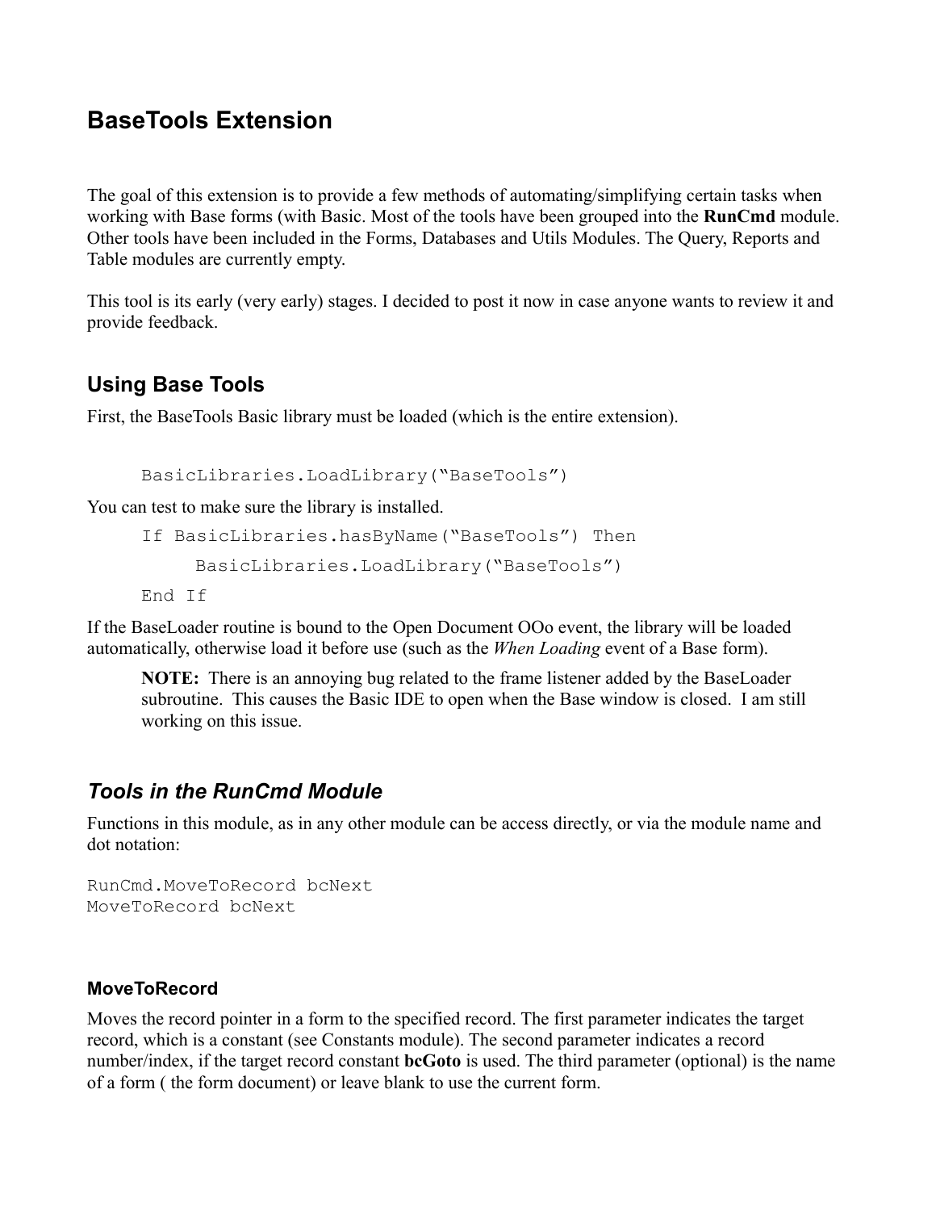# BaseTools Extension

The goal of this extension is to provide a few methods of automating/simplifying certain tasks when working with Base forms (with Basic. Most of the tools have been grouped into the **RunCmd** module. Other tools have been included in the Forms, Databases and Utils Modules. The Query, Reports and Table modules are currently empty.

This tool is its early (very early) stages. I decided to post it now in case anyone wants to review it and provide feedback.

## Using Base Tools

First, the BaseTools Basic library must be loaded (which is the entire extension).

```
BasicLibraries.LoadLibrary(“BaseTools”)
```

You can test to make sure the library is installed.

```
If BasicLibraries.hasByName(“BaseTools”) Then
     BasicLibraries.LoadLibrary(“BaseTools”)
End If
```

If the BaseLoader routine is bound to the Open Document OOo event, the library will be loaded automatically, otherwise load it before use (such as the *When Loading* event of a Base form).

> **NOTE:** There is an annoying bug related to the frame listener added by the BaseLoader subroutine. This causes the Basic IDE to open when the Base window is closed. I am still working on this issue.

## *Tools in the RunCmd Module*

Functions in this module, as in any other module can be access directly, or via the module name and dot notation:

```
RunCmd.MoveToRecord bcNext
MoveToRecord bcNext
```

### MoveToRecord

Moves the record pointer in a form to the specified record. The first parameter indicates the target record, which is a constant (see Constants module). The second parameter indicates a record number/index, if the target record constant **bcGoto** is used. The third parameter (optional) is the name of a form ( the form document) or leave blank to use the current form.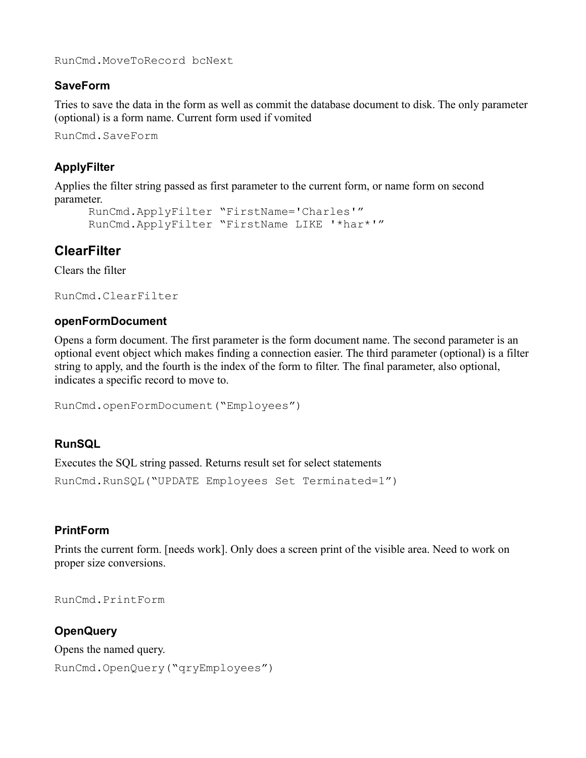```
RunCmd.MoveToRecord bcNext
```

### SaveForm

Tries to save the data in the form as well as commit the database document to disk. The only parameter (optional) is a form name. Current form used if vomited

```
RunCmd.SaveForm
```

### ApplyFilter

Applies the filter string passed as first parameter to the current form, or name form on second parameter.

```
RunCmd.ApplyFilter "FirstName='Charles'"
RunCmd.ApplyFilter "FirstName LIKE '*har*'"
```

## ClearFilter

Clears the filter

```
RunCmd.ClearFilter
```

### openFormDocument

Opens a form document. The first parameter is the form document name. The second parameter is an optional event object which makes finding a connection easier. The third parameter (optional) is a filter string to apply, and the fourth is the index of the form to filter. The final parameter, also optional, indicates a specific record to move to.

```
RunCmd.openFormDocument("Employees")
```

### RunSQL

Executes the SQL string passed. Returns result set for select statements

```
RunCmd.RunSQL("UPDATE Employees Set Terminated=1")
```

### PrintForm

Prints the current form. [needs work]. Only does a screen print of the visible area. Need to work on proper size conversions.

```
RunCmd.PrintForm
```

### OpenQuery

Opens the named query.

```
RunCmd.OpenQuery("qryEmployees")
```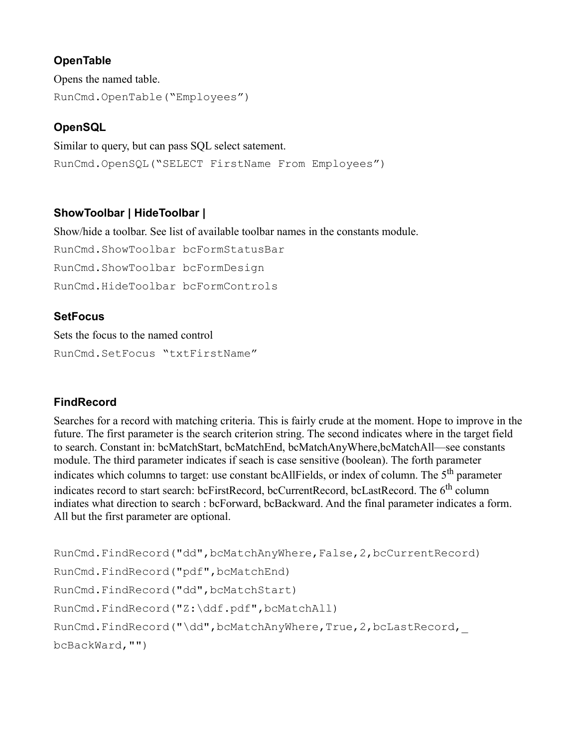### OpenTable

Opens the named table.

```
RunCmd.OpenTable("Employees")
```

### OpenSQL

Similar to query, but can pass SQL select satement.

```
RunCmd.OpenSQL("SELECT FirstName From Employees")
```

### ShowToolbar | HideToolbar |

Show/hide a toolbar. See list of available toolbar names in the constants module.

```
RunCmd.ShowToolbar bcFormStatusBar
RunCmd.ShowToolbar bcFormDesign
RunCmd.HideToolbar bcFormControls
```

### SetFocus

Sets the focus to the named control

```
RunCmd.SetFocus "txtFirstName"
```

### FindRecord

Searches for a record with matching criteria. This is fairly crude at the moment. Hope to improve in the future. The first parameter is the search criterion string. The second indicates where in the target field to search. Constant in: bcMatchStart, bcMatchEnd, bcMatchAnyWhere,bcMatchAll—see constants module. The third parameter indicates if seach is case sensitive (boolean). The forth parameter indicates which columns to target: use constant bcAllFields, or index of column. The 5th parameter indicates record to start search: bcFirstRecord, bcCurrentRecord, bcLastRecord. The 6th column indiates what direction to search : bcForward, bcBackward. And the final parameter indicates a form. All but the first parameter are optional.

```
RunCmd.FindRecord("dd",bcMatchAnyWhere,False,2,bcCurrentRecord)
RunCmd.FindRecord("pdf",bcMatchEnd)
RunCmd.FindRecord("dd",bcMatchStart)
RunCmd.FindRecord("Z:\ddf.pdf",bcMatchAll)
RunCmd.FindRecord("\dd",bcMatchAnyWhere,True,2,bcLastRecord,_
bcBackWard,"")
```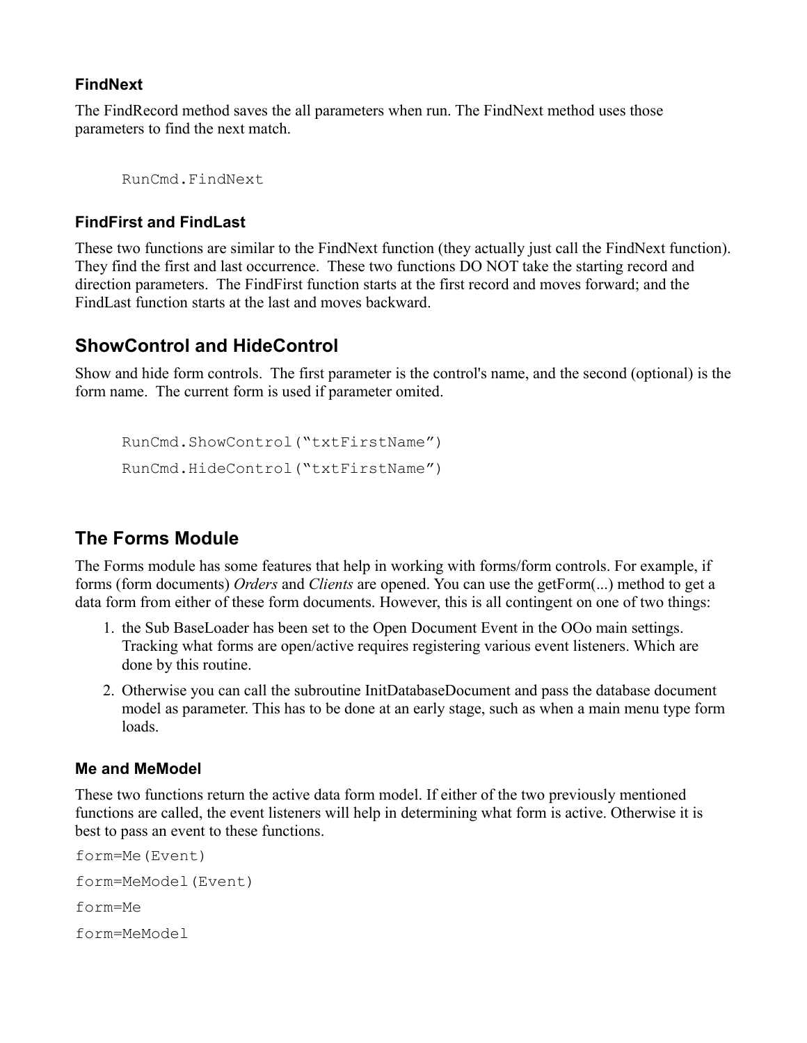### FindNext

The FindRecord method saves the all parameters when run. The FindNext method uses those parameters to find the next match.

```
RunCmd.FindNext
```

### FindFirst and FindLast

These two functions are similar to the FindNext function (they actually just call the FindNext function). They find the first and last occurrence. These two functions DO NOT take the starting record and direction parameters. The FindFirst function starts at the first record and moves forward; and the FindLast function starts at the last and moves backward.

## ShowControl and HideControl

Show and hide form controls. The first parameter is the control's name, and the second (optional) is the form name. The current form is used if parameter omited.

```
RunCmd.ShowControl("txtFirstName")
RunCmd.HideControl("txtFirstName")
```

## The Forms Module

The Forms module has some features that help in working with forms/form controls. For example, if forms (form documents) *Orders* and *Clients* are opened. You can use the getForm(...) method to get a data form from either of these form documents. However, this is all contingent on one of two things:

1. the Sub BaseLoader has been set to the Open Document Event in the OOo main settings. Tracking what forms are open/active requires registering various event listeners. Which are done by this routine.
2. Otherwise you can call the subroutine InitDatabaseDocument and pass the database document model as parameter. This has to be done at an early stage, such as when a main menu type form loads.

### Me and MeModel

These two functions return the active data form model. If either of the two previously mentioned functions are called, the event listeners will help in determining what form is active. Otherwise it is best to pass an event to these functions.

```
form=Me(Event)
form=MeModel(Event)
form=Me
form=MeModel
```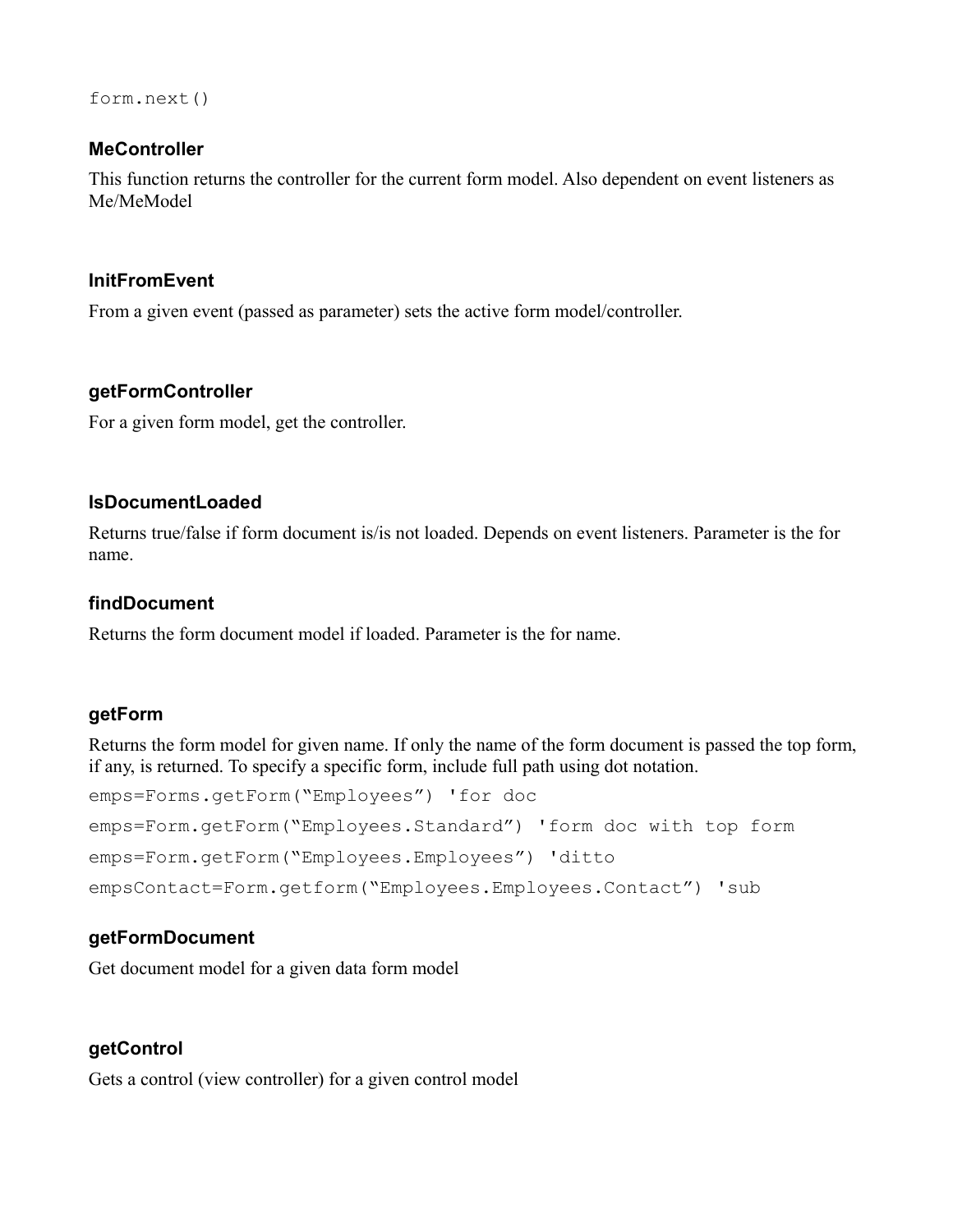```
form.next()
```

### MeController

This function returns the controller for the current form model. Also dependent on event listeners as Me/MeModel

### InitFromEvent

From a given event (passed as parameter) sets the active form model/controller.

### getFormController

For a given form model, get the controller.

### IsDocumentLoaded

Returns true/false if form document is/is not loaded. Depends on event listeners. Parameter is the for name.

### findDocument

Returns the form document model if loaded. Parameter is the for name.

### getForm

Returns the form model for given name. If only the name of the form document is passed the top form, if any, is returned. To specify a specific form, include full path using dot notation.

```
emps=Forms.getForm("Employees") 'for doc
emps=Form.getForm("Employees.Standard") 'form doc with top form
emps=Form.getForm("Employees.Employees") 'ditto
empsContact=Form.getform("Employees.Employees.Contact") 'sub
```

### getFormDocument

Get document model for a given data form model

### getControl

Gets a control (view controller) for a given control model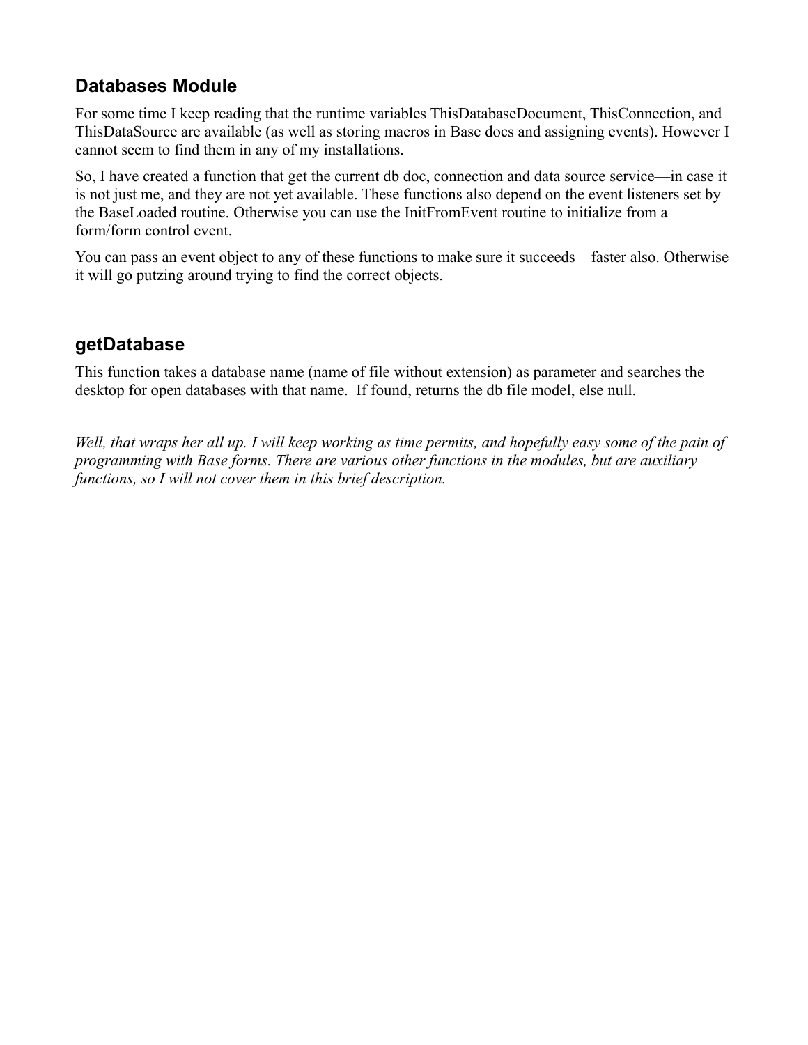## Databases Module

For some time I keep reading that the runtime variables ThisDatabaseDocument, ThisConnection, and ThisDataSource are available (as well as storing macros in Base docs and assigning events). However I cannot seem to find them in any of my installations.

So, I have created a function that get the current db doc, connection and data source service—in case it is not just me, and they are not yet available. These functions also depend on the event listeners set by the BaseLoaded routine. Otherwise you can use the InitFromEvent routine to initialize from a form/form control event.

You can pass an event object to any of these functions to make sure it succeeds—faster also. Otherwise it will go putzing around trying to find the correct objects.

## getDatabase

This function takes a database name (name of file without extension) as parameter and searches the desktop for open databases with that name. If found, returns the db file model, else null.

*Well, that wraps her all up. I will keep working as time permits, and hopefully easy some of the pain of programming with Base forms. There are various other functions in the modules, but are auxiliary functions, so I will not cover them in this brief description.*